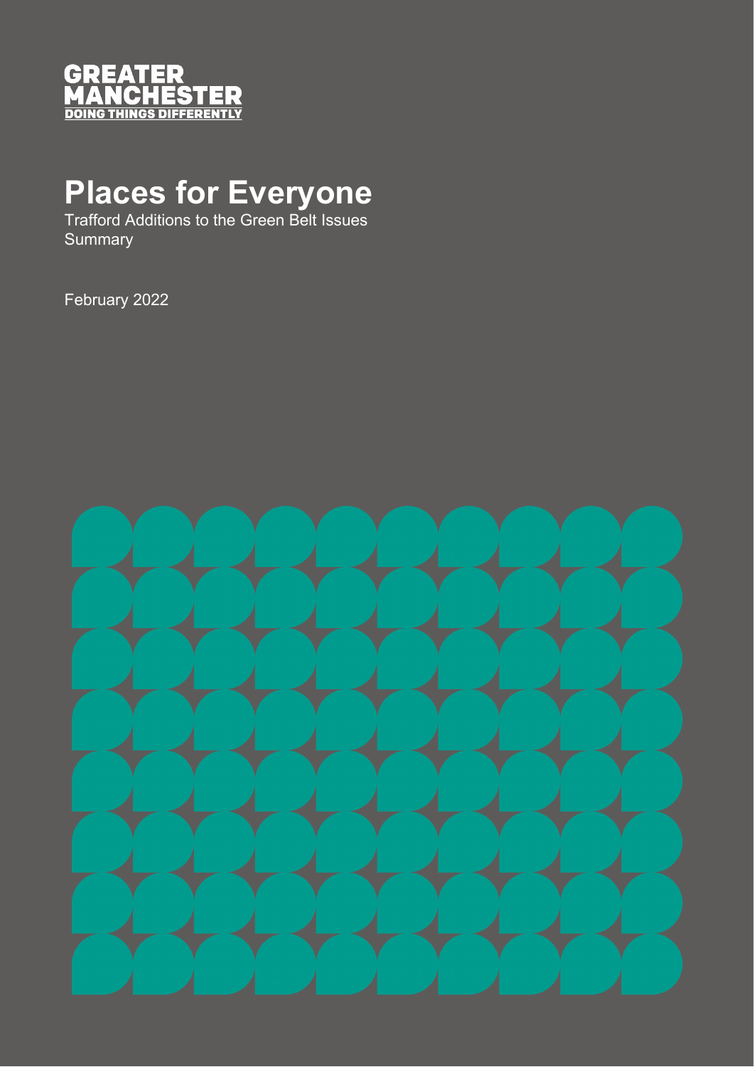GREATER
MANCHESTER
DOING THINGS DIFFERENTLY

# Places for Everyone

Trafford Additions to the Green Belt Issues Summary

February 2022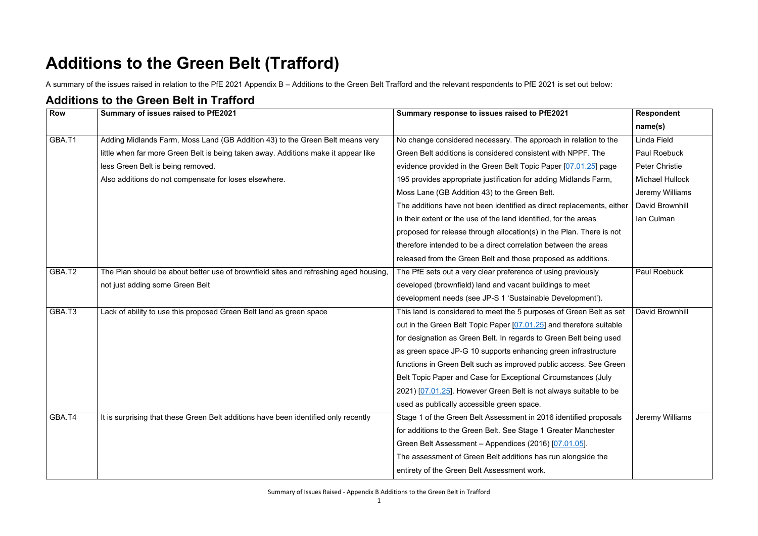# Additions to the Green Belt (Trafford)

A summary of the issues raised in relation to the PfE 2021 Appendix B – Additions to the Green Belt Trafford and the relevant respondents to PfE 2021 is set out below:

## Additions to the Green Belt in Trafford

| Row | Summary of issues raised to PfE2021 | Summary response to issues raised to PfE2021 | Respondent name(s) |
|---|---|---|---|
| GBA.T1 | Adding Midlands Farm, Moss Land (GB Addition 43) to the Green Belt means very little when far more Green Belt is being taken away. Additions make it appear like less Green Belt is being removed.<br>Also additions do not compensate for loses elsewhere. | No change considered necessary. The approach in relation to the Green Belt additions is considered consistent with NPPF. The evidence provided in the Green Belt Topic Paper [07.01.25] page 195 provides appropriate justification for adding Midlands Farm, Moss Lane (GB Addition 43) to the Green Belt.<br>The additions have not been identified as direct replacements, either in their extent or the use of the land identified, for the areas proposed for release through allocation(s) in the Plan. There is not therefore intended to be a direct correlation between the areas released from the Green Belt and those proposed as additions. | Linda Field<br>Paul Roebuck<br>Peter Christie<br>Michael Hullock<br>Jeremy Williams<br>David Brownhill<br>Ian Culman |
| GBA.T2 | The Plan should be about better use of brownfield sites and refreshing aged housing, not just adding some Green Belt | The PfE sets out a very clear preference of using previously developed (brownfield) land and vacant buildings to meet development needs (see JP-S 1 'Sustainable Development'). | Paul Roebuck |
| GBA.T3 | Lack of ability to use this proposed Green Belt land as green space | This land is considered to meet the 5 purposes of Green Belt as set out in the Green Belt Topic Paper [07.01.25] and therefore suitable for designation as Green Belt. In regards to Green Belt being used as green space JP-G 10 supports enhancing green infrastructure functions in Green Belt such as improved public access. See Green Belt Topic Paper and Case for Exceptional Circumstances (July 2021) [07.01.25]. However Green Belt is not always suitable to be used as publically accessible green space. | David Brownhill |
| GBA.T4 | It is surprising that these Green Belt additions have been identified only recently | Stage 1 of the Green Belt Assessment in 2016 identified proposals for additions to the Green Belt. See Stage 1 Greater Manchester Green Belt Assessment – Appendices (2016) [07.01.05].<br>The assessment of Green Belt additions has run alongside the entirety of the Green Belt Assessment work. | Jeremy Williams |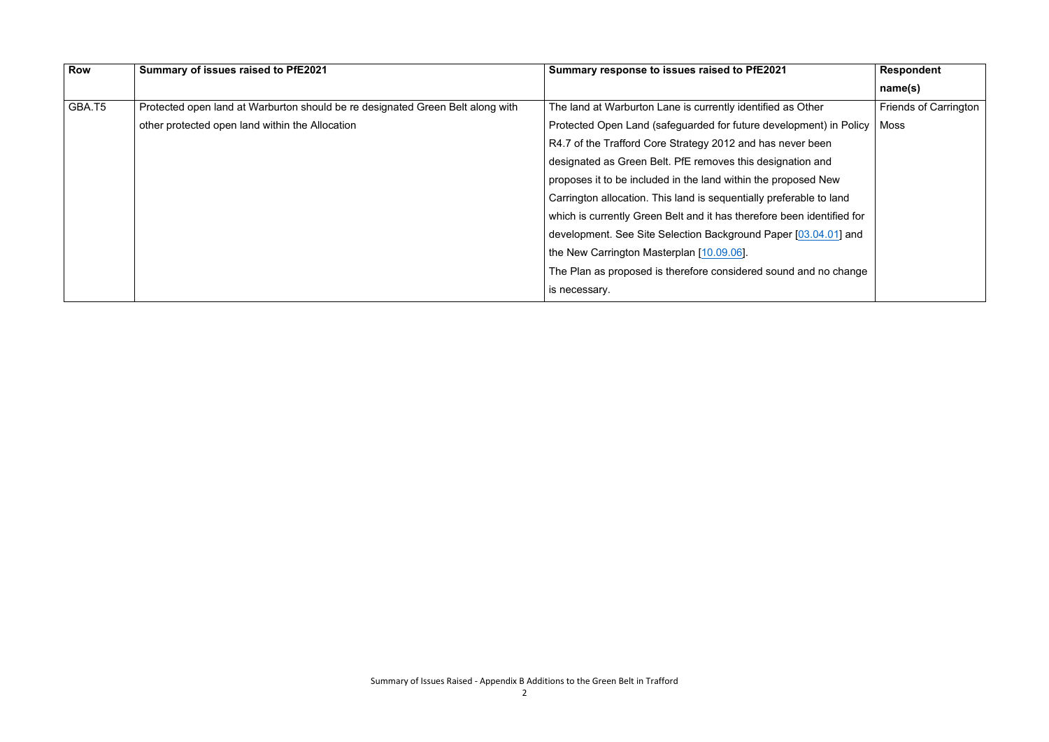| Row | Summary of issues raised to PfE2021 | Summary response to issues raised to PfE2021 | Respondent name(s) |
|---|---|---|---|
| GBA.T5 | Protected open land at Warburton should be re designated Green Belt along with other protected open land within the Allocation | The land at Warburton Lane is currently identified as Other Protected Open Land (safeguarded for future development) in Policy R4.7 of the Trafford Core Strategy 2012 and has never been designated as Green Belt. PfE removes this designation and proposes it to be included in the land within the proposed New Carrington allocation. This land is sequentially preferable to land which is currently Green Belt and it has therefore been identified for development. See Site Selection Background Paper [03.04.01] and the New Carrington Masterplan [10.09.06]. The Plan as proposed is therefore considered sound and no change is necessary. | Friends of Carrington Moss |